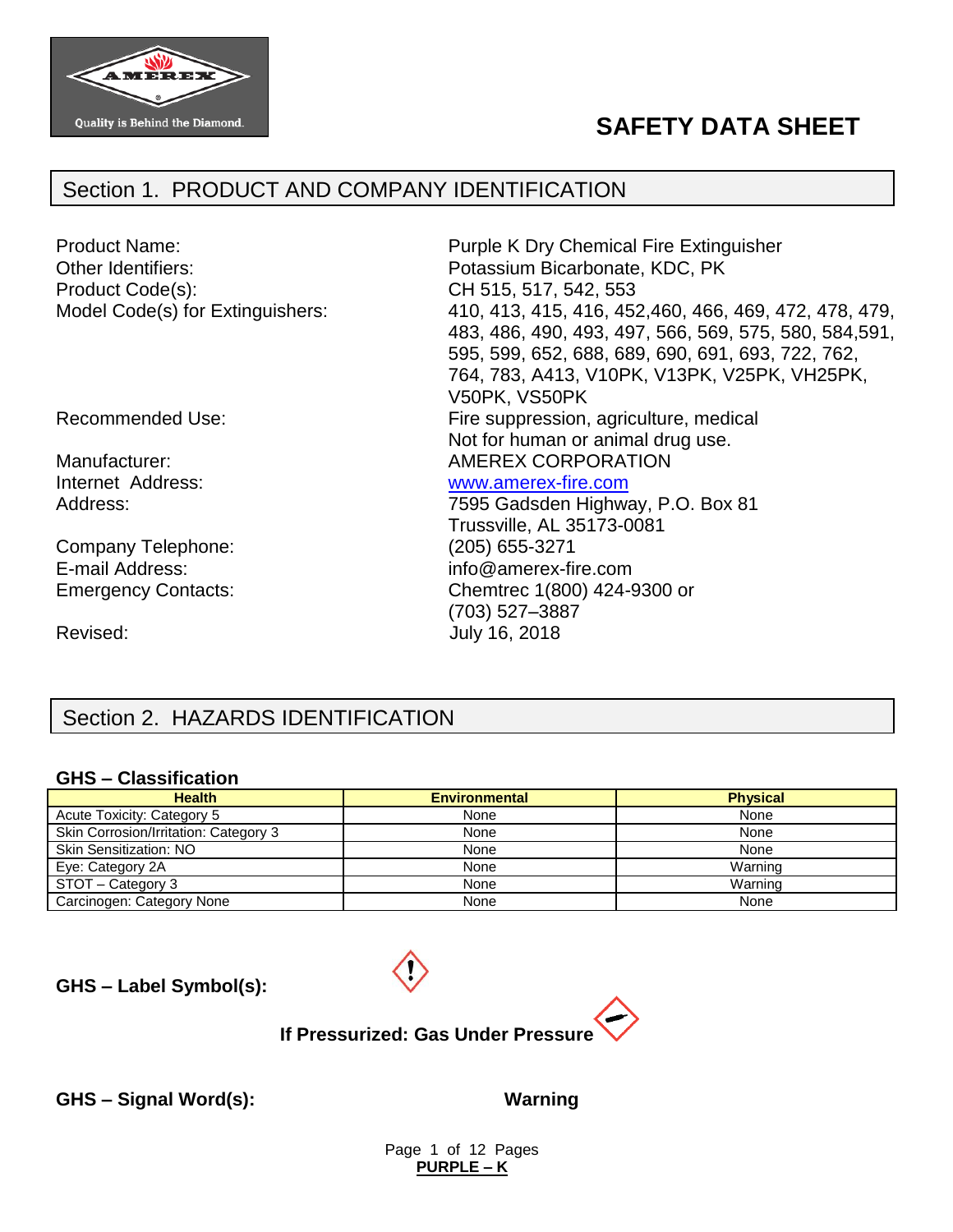# SAFETY DATA SHEET

## Section 1. PRODUCT AND COMPANY IDENTIFICATION

| | |
|---|---|
| Product Name: | Purple K Dry Chemical Fire Extinguisher |
| Other Identifiers: | Potassium Bicarbonate, KDC, PK |
| Product Code(s): | CH 515, 517, 542, 553 |
| Model Code(s) for Extinguishers: | 410, 413, 415, 416, 452,460, 466, 469, 472, 478, 479, 483, 486, 490, 493, 497, 566, 569, 575, 580, 584,591, 595, 599, 652, 688, 689, 690, 691, 693, 722, 762, 764, 783, A413, V10PK, V13PK, V25PK, VH25PK, V50PK, VS50PK |
| Recommended Use: | Fire suppression, agriculture, medical<br>Not for human or animal drug use. |
| Manufacturer: | AMEREX CORPORATION |
| Internet Address: | www.amerex-fire.com |
| Address: | 7595 Gadsden Highway, P.O. Box 81<br>Trussville, AL 35173-0081 |
| Company Telephone: | (205) 655-3271 |
| E-mail Address: | info@amerex-fire.com |
| Emergency Contacts: | Chemtrec 1(800) 424-9300 or<br>(703) 527–3887 |
| Revised: | July 16, 2018 |

## Section 2. HAZARDS IDENTIFICATION

### GHS – Classification

| Health | Environmental | Physical |
|---|---|---|
| Acute Toxicity: Category 5 | None | None |
| Skin Corrosion/Irritation: Category 3 | None | None |
| Skin Sensitization: NO | None | None |
| Eye: Category 2A | None | Warning |
| STOT – Category 3 | None | Warning |
| Carcinogen: Category None | None | None |

**GHS – Label Symbol(s):**

**If Pressurized: Gas Under Pressure**

**GHS – Signal Word(s):** **Warning**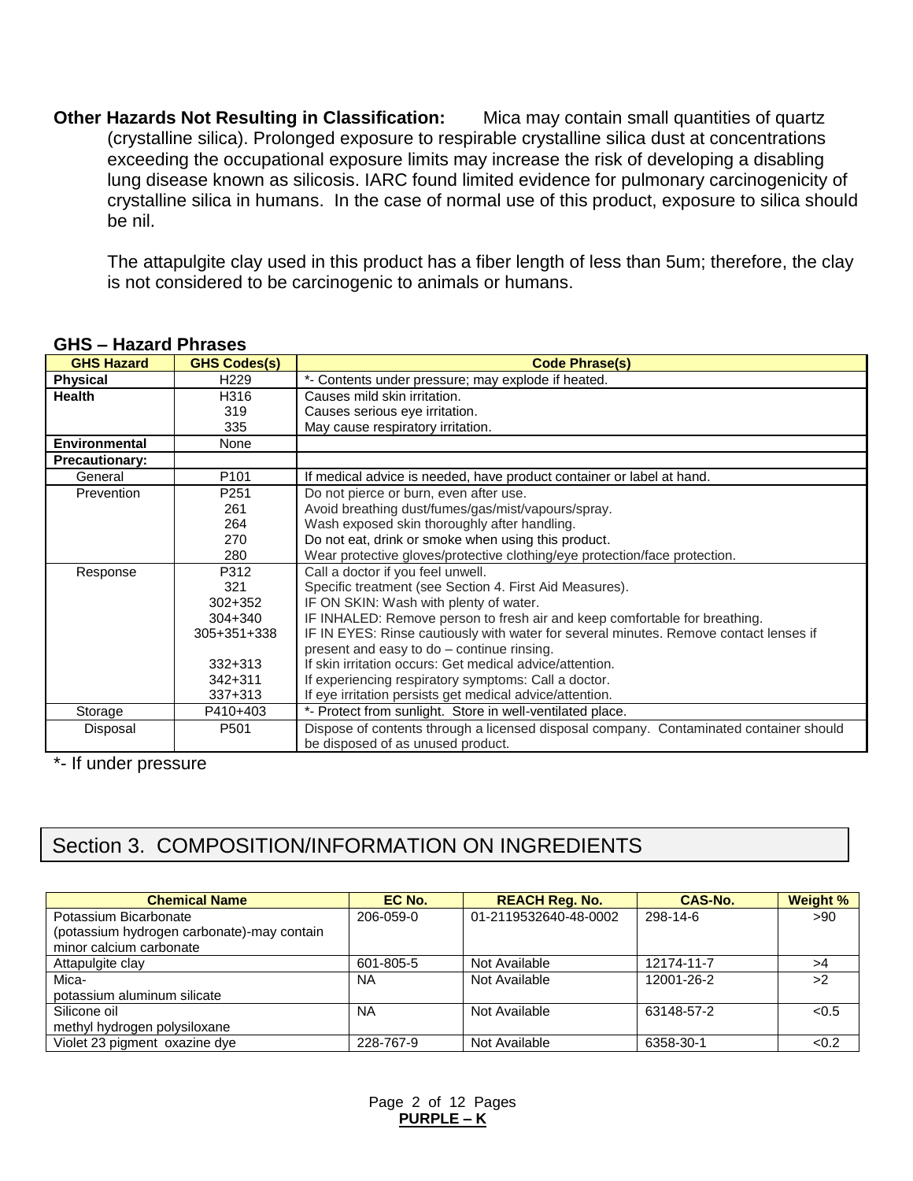**Other Hazards Not Resulting in Classification:** Mica may contain small quantities of quartz (crystalline silica). Prolonged exposure to respirable crystalline silica dust at concentrations exceeding the occupational exposure limits may increase the risk of developing a disabling lung disease known as silicosis. IARC found limited evidence for pulmonary carcinogenicity of crystalline silica in humans. In the case of normal use of this product, exposure to silica should be nil.

The attapulgite clay used in this product has a fiber length of less than 5um; therefore, the clay is not considered to be carcinogenic to animals or humans.

### GHS – Hazard Phrases

| GHS Hazard | GHS Code(s) | Code Phrase(s) |
|---|---|---|
| **Physical** | H229 | *- Contents under pressure; may explode if heated. |
| **Health** | H316 | Causes mild skin irritation. |
| | 319 | Causes serious eye irritation. |
| | 335 | May cause respiratory irritation. |
| **Environmental** | None | |
| **Precautionary:** | | |
| General | P101 | If medical advice is needed, have product container or label at hand. |
| Prevention | P251 | Do not pierce or burn, even after use. |
| | 261 | Avoid breathing dust/fumes/gas/mist/vapours/spray. |
| | 264 | Wash exposed skin thoroughly after handling. |
| | 270 | Do not eat, drink or smoke when using this product. |
| | 280 | Wear protective gloves/protective clothing/eye protection/face protection. |
| Response | P312 | Call a doctor if you feel unwell. |
| | 321 | Specific treatment (see Section 4. First Aid Measures). |
| | 302+352 | IF ON SKIN: Wash with plenty of water. |
| | 304+340 | IF INHALED: Remove person to fresh air and keep comfortable for breathing. |
| | 305+351+338 | IF IN EYES: Rinse cautiously with water for several minutes. Remove contact lenses if present and easy to do – continue rinsing. |
| | 332+313 | If skin irritation occurs: Get medical advice/attention. |
| | 342+311 | If experiencing respiratory symptoms: Call a doctor. |
| | 337+313 | If eye irritation persists get medical advice/attention. |
| Storage | P410+403 | *- Protect from sunlight. Store in well-ventilated place. |
| Disposal | P501 | Dispose of contents through a licensed disposal company. Contaminated container should be disposed of as unused product. |

*- If under pressure

## Section 3. COMPOSITION/INFORMATION ON INGREDIENTS

| Chemical Name | EC No. | REACH Reg. No. | CAS-No. | Weight % |
|---|---|---|---|---|
| Potassium Bicarbonate (potassium hydrogen carbonate)-may contain minor calcium carbonate | 206-059-0 | 01-2119532640-48-0002 | 298-14-6 | >90 |
| Attapulgite clay | 601-805-5 | Not Available | 12174-11-7 | >4 |
| Mica- potassium aluminum silicate | NA | Not Available | 12001-26-2 | >2 |
| Silicone oil methyl hydrogen polysiloxane | NA | Not Available | 63148-57-2 | <0.5 |
| Violet 23 pigment oxazine dye | 228-767-9 | Not Available | 6358-30-1 | <0.2 |

**PURPLE – K**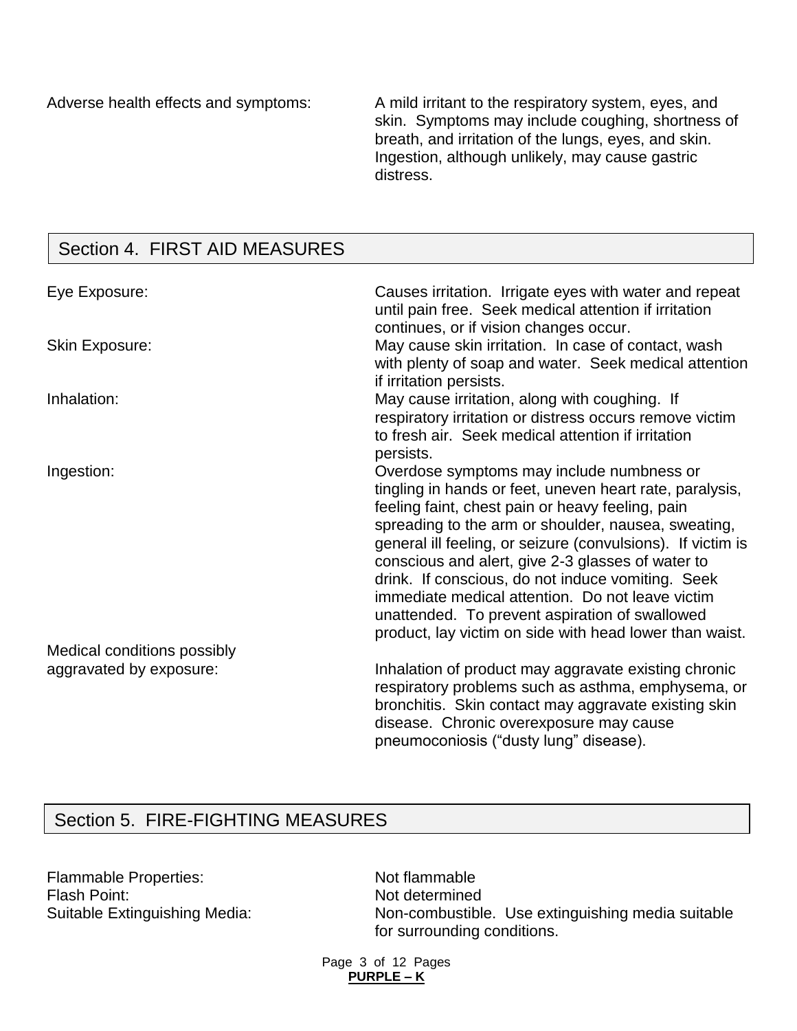Adverse health effects and symptoms: A mild irritant to the respiratory system, eyes, and skin. Symptoms may include coughing, shortness of breath, and irritation of the lungs, eyes, and skin. Ingestion, although unlikely, may cause gastric distress.

## Section 4. FIRST AID MEASURES

Eye Exposure: Causes irritation. Irrigate eyes with water and repeat until pain free. Seek medical attention if irritation continues, or if vision changes occur.

Skin Exposure: May cause skin irritation. In case of contact, wash with plenty of soap and water. Seek medical attention if irritation persists.

Inhalation: May cause irritation, along with coughing. If respiratory irritation or distress occurs remove victim to fresh air. Seek medical attention if irritation persists.

Ingestion: Overdose symptoms may include numbness or tingling in hands or feet, uneven heart rate, paralysis, feeling faint, chest pain or heavy feeling, pain spreading to the arm or shoulder, nausea, sweating, general ill feeling, or seizure (convulsions). If victim is conscious and alert, give 2-3 glasses of water to drink. If conscious, do not induce vomiting. Seek immediate medical attention. Do not leave victim unattended. To prevent aspiration of swallowed product, lay victim on side with head lower than waist.

Medical conditions possibly aggravated by exposure: Inhalation of product may aggravate existing chronic respiratory problems such as asthma, emphysema, or bronchitis. Skin contact may aggravate existing skin disease. Chronic overexposure may cause pneumoconiosis (“dusty lung” disease).

## Section 5. FIRE-FIGHTING MEASURES

Flammable Properties: Not flammable

Flash Point: Not determined

Suitable Extinguishing Media: Non-combustible. Use extinguishing media suitable for surrounding conditions.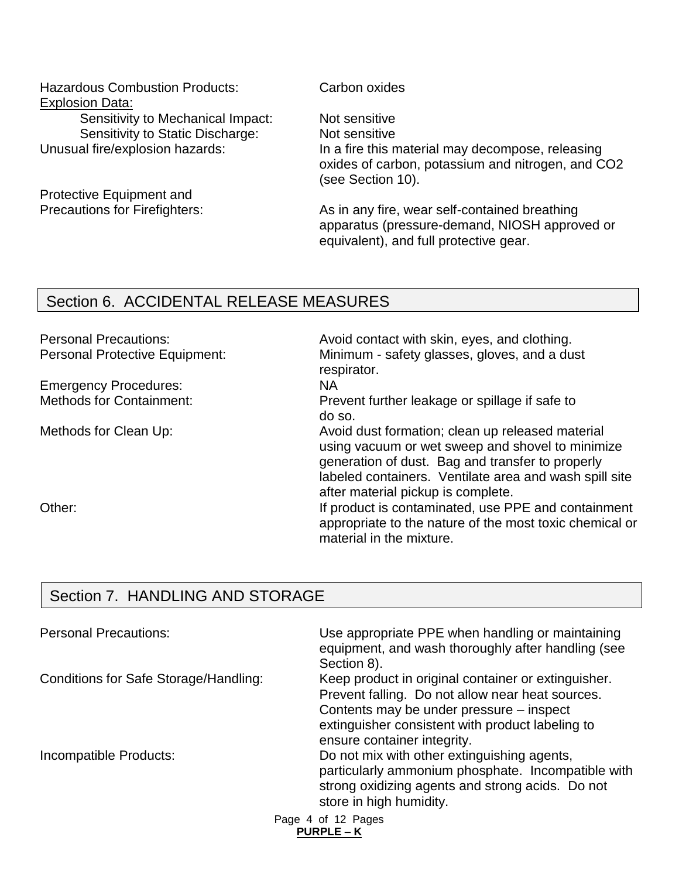| | |
|---|---|
| Hazardous Combustion Products: | Carbon oxides |
| Explosion Data: | |
| Sensitivity to Mechanical Impact: | Not sensitive |
| Sensitivity to Static Discharge: | Not sensitive |
| Unusual fire/explosion hazards: | In a fire this material may decompose, releasing oxides of carbon, potassium and nitrogen, and $CO_2$ (see Section 10). |
| Protective Equipment and Precautions for Firefighters: | As in any fire, wear self-contained breathing apparatus (pressure-demand, NIOSH approved or equivalent), and full protective gear. |

## Section 6. ACCIDENTAL RELEASE MEASURES

| | |
|---|---|
| Personal Precautions: | Avoid contact with skin, eyes, and clothing. |
| Personal Protective Equipment: | Minimum - safety glasses, gloves, and a dust respirator. |
| Emergency Procedures: | NA |
| Methods for Containment: | Prevent further leakage or spillage if safe to do so. |
| Methods for Clean Up: | Avoid dust formation; clean up released material using vacuum or wet sweep and shovel to minimize generation of dust. Bag and transfer to properly labeled containers. Ventilate area and wash spill site after material pickup is complete. |
| Other: | If product is contaminated, use PPE and containment appropriate to the nature of the most toxic chemical or material in the mixture. |

## Section 7. HANDLING AND STORAGE

| | |
|---|---|
| Personal Precautions: | Use appropriate PPE when handling or maintaining equipment, and wash thoroughly after handling (see Section 8). |
| Conditions for Safe Storage/Handling: | Keep product in original container or extinguisher. Prevent falling. Do not allow near heat sources. Contents may be under pressure – inspect extinguisher consistent with product labeling to ensure container integrity. |
| Incompatible Products: | Do not mix with other extinguishing agents, particularly ammonium phosphate. Incompatible with strong oxidizing agents and strong acids. Do not store in high humidity. |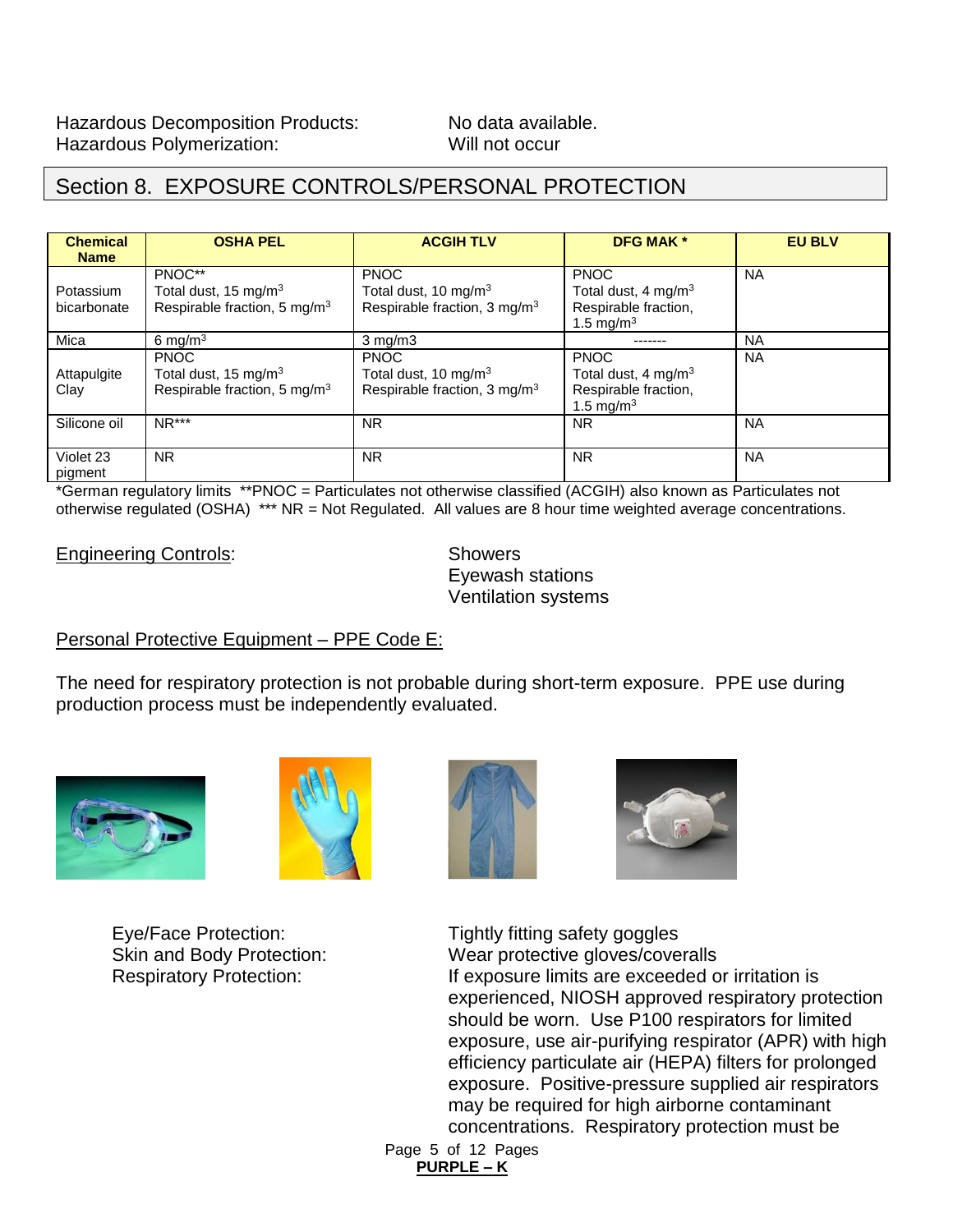Hazardous Decomposition Products: No data available.
Hazardous Polymerization: Will not occur

## Section 8. EXPOSURE CONTROLS/PERSONAL PROTECTION

| Chemical Name | OSHA PEL | ACGIH TLV | DFG MAK * | EU BLV |
|---|---|---|---|---|
| Potassium bicarbonate | PNOC** Total dust, 15 mg/m$^3$ Respirable fraction, 5 mg/m$^3$ | PNOC Total dust, 10 mg/m$^3$ Respirable fraction, 3 mg/m$^3$ | PNOC Total dust, 4 mg/m$^3$ Respirable fraction, 1.5 mg/m$^3$ | NA |
| Mica | 6 mg/m$^3$ | 3 mg/m3 | ------- | NA |
| Attapulgite Clay | PNOC Total dust, 15 mg/m$^3$ Respirable fraction, 5 mg/m$^3$ | PNOC Total dust, 10 mg/m$^3$ Respirable fraction, 3 mg/m$^3$ | PNOC Total dust, 4 mg/m$^3$ Respirable fraction, 1.5 mg/m$^3$ | NA |
| Silicone oil | NR*** | NR | NR | NA |
| Violet 23 pigment | NR | NR | NR | NA |

*German regulatory limits **PNOC = Particulates not otherwise classified (ACGIH) also known as Particulates not otherwise regulated (OSHA) *** NR = Not Regulated. All values are 8 hour time weighted average concentrations.

Engineering Controls: Showers
Eyewash stations
Ventilation systems

Personal Protective Equipment – PPE Code E:

The need for respiratory protection is not probable during short-term exposure. PPE use during production process must be independently evaluated.

Eye/Face Protection: Tightly fitting safety goggles
Skin and Body Protection: Wear protective gloves/coveralls
Respiratory Protection: If exposure limits are exceeded or irritation is experienced, NIOSH approved respiratory protection should be worn. Use P100 respirators for limited exposure, use air-purifying respirator (APR) with high efficiency particulate air (HEPA) filters for prolonged exposure. Positive-pressure supplied air respirators may be required for high airborne contaminant concentrations. Respiratory protection must be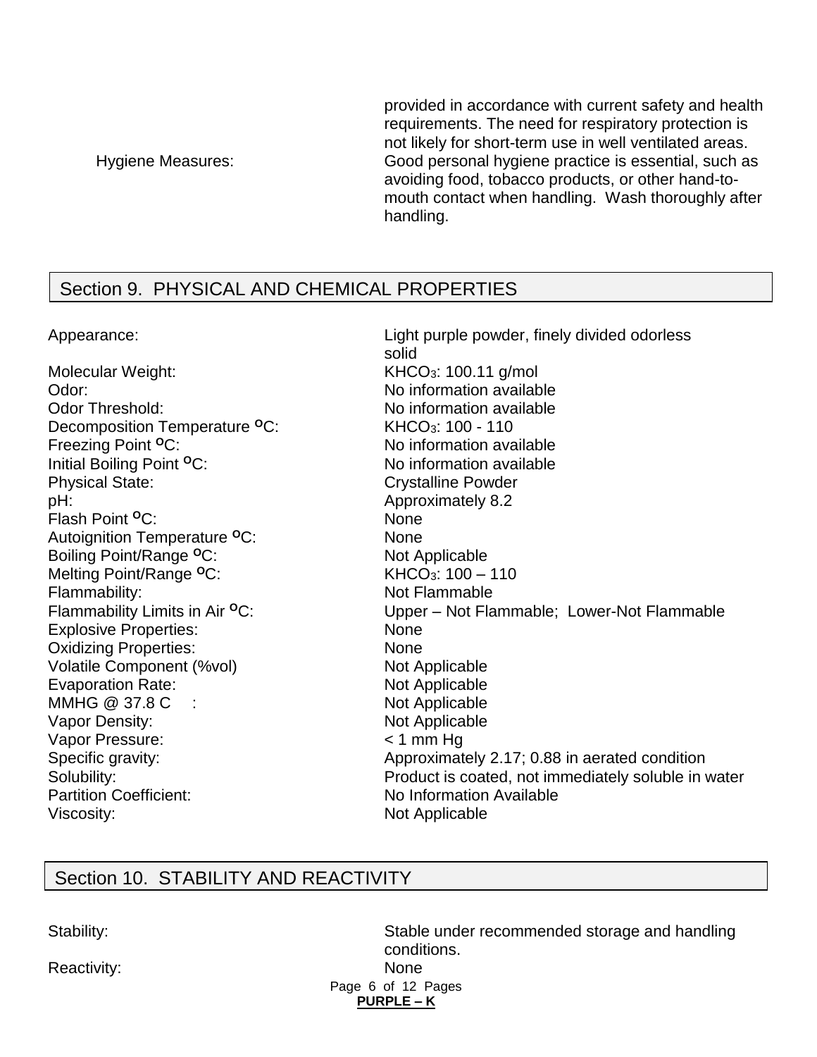provided in accordance with current safety and health requirements. The need for respiratory protection is not likely for short-term use in well ventilated areas.

Hygiene Measures: Good personal hygiene practice is essential, such as avoiding food, tobacco products, or other hand-to-mouth contact when handling. Wash thoroughly after handling.

## Section 9. PHYSICAL AND CHEMICAL PROPERTIES

| | |
|---|---|
| Appearance: | Light purple powder, finely divided odorless solid |
| Molecular Weight: | $KHCO_3$: 100.11 g/mol |
| Odor: | No information available |
| Odor Threshold: | No information available |
| Decomposition Temperature °C: | $KHCO_3$: 100 - 110 |
| Freezing Point °C: | No information available |
| Initial Boiling Point °C: | No information available |
| Physical State: | Crystalline Powder |
| pH: | Approximately 8.2 |
| Flash Point °C: | None |
| Autoignition Temperature °C: | None |
| Boiling Point/Range °C: | Not Applicable |
| Melting Point/Range °C: | $KHCO_3$: 100 – 110 |
| Flammability: | Not Flammable |
| Flammability Limits in Air °C: | Upper – Not Flammable; Lower-Not Flammable |
| Explosive Properties: | None |
| Oxidizing Properties: | None |
| Volatile Component (%vol) | Not Applicable |
| Evaporation Rate: | Not Applicable |
| MMHG @ 37.8 C : | Not Applicable |
| Vapor Density: | Not Applicable |
| Vapor Pressure: | < 1 mm Hg |
| Specific gravity: | Approximately 2.17; 0.88 in aerated condition |
| Solubility: | Product is coated, not immediately soluble in water |
| Partition Coefficient: | No Information Available |
| Viscosity: | Not Applicable |

## Section 10. STABILITY AND REACTIVITY

| | |
|---|---|
| Stability: | Stable under recommended storage and handling conditions. |
| Reactivity: | None |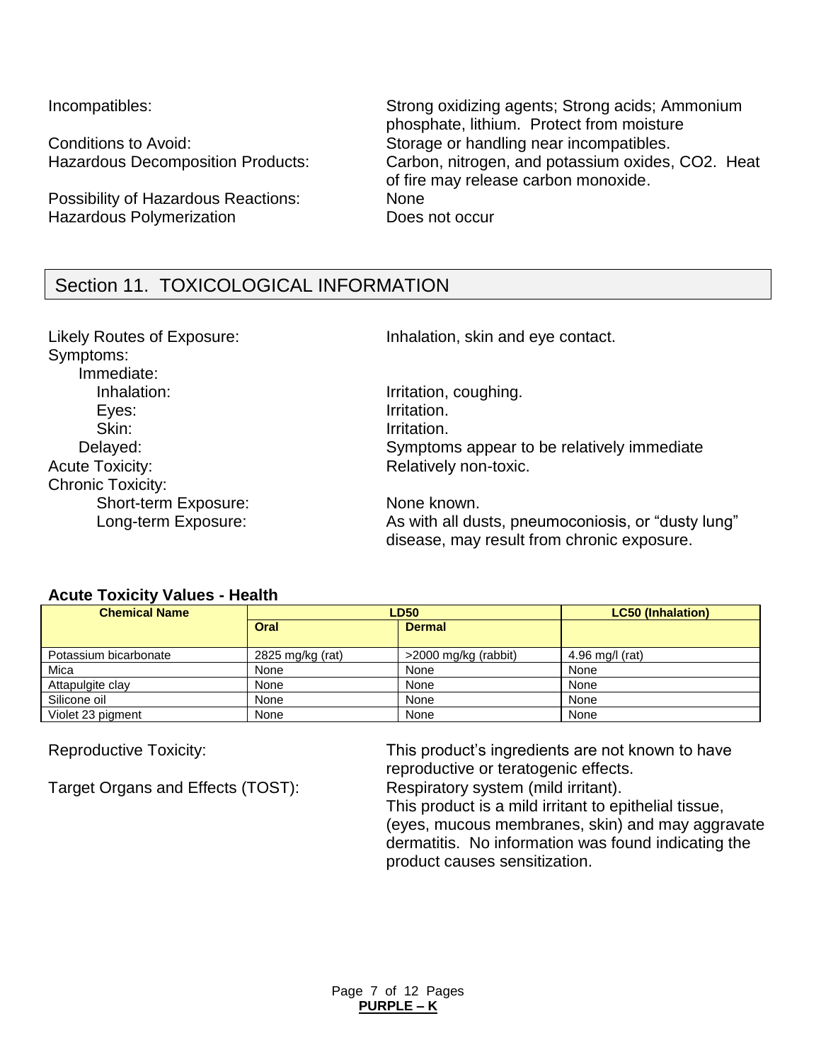Incompatibles: Strong oxidizing agents; Strong acids; Ammonium phosphate, lithium. Protect from moisture

Conditions to Avoid: Storage or handling near incompatibles.

Hazardous Decomposition Products: Carbon, nitrogen, and potassium oxides, $CO_2$. Heat of fire may release carbon monoxide.

Possibility of Hazardous Reactions: None

Hazardous Polymerization: Does not occur

## Section 11. TOXICOLOGICAL INFORMATION

Likely Routes of Exposure: Inhalation, skin and eye contact.

Symptoms:

- Immediate:
  - Inhalation: Irritation, coughing.
  - Eyes: Irritation.
  - Skin: Irritation.
- Delayed: Symptoms appear to be relatively immediate

Acute Toxicity: Relatively non-toxic.

Chronic Toxicity:

- Short-term Exposure: None known.
- Long-term Exposure: As with all dusts, pneumoconiosis, or "dusty lung" disease, may result from chronic exposure.

**Acute Toxicity Values - Health**

| Chemical Name | LD50 | | LC50 (Inhalation) |
|---|---|---|---|
| | Oral | Dermal | |
| Potassium bicarbonate | 2825 mg/kg (rat) | >2000 mg/kg (rabbit) | 4.96 mg/l (rat) |
| Mica | None | None | None |
| Attapulgite clay | None | None | None |
| Silicone oil | None | None | None |
| Violet 23 pigment | None | None | None |

Reproductive Toxicity: This product's ingredients are not known to have reproductive or teratogenic effects.

Target Organs and Effects (TOST): Respiratory system (mild irritant).
This product is a mild irritant to epithelial tissue, (eyes, mucous membranes, skin) and may aggravate dermatitis. No information was found indicating the product causes sensitization.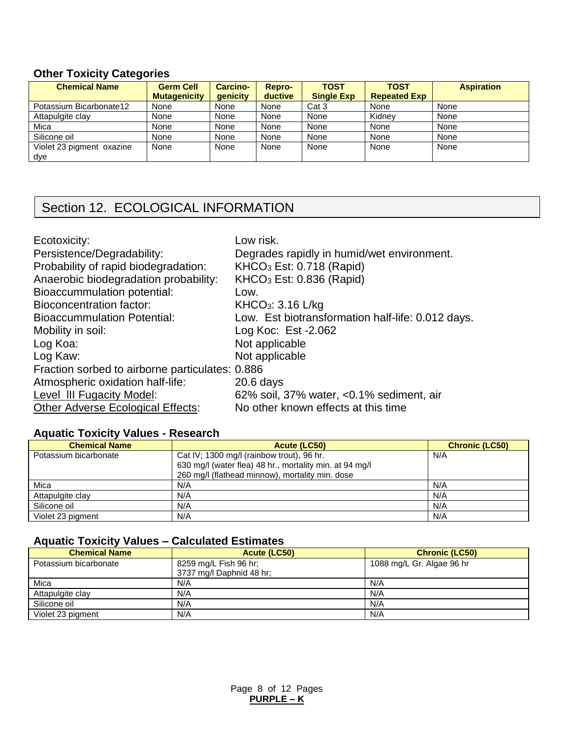### Other Toxicity Categories

| Chemical Name | Germ Cell Mutagenicity | Carcino-genicity | Repro-ductive | TOST Single Exp | TOST Repeated Exp | Aspiration |
|---|---|---|---|---|---|---|
| Potassium Bicarbonate12 | None | None | None | Cat 3 | None | None |
| Attapulgite clay | None | None | None | None | Kidney | None |
| Mica | None | None | None | None | None | None |
| Silicone oil | None | None | None | None | None | None |
| Violet 23 pigment oxazine dye | None | None | None | None | None | None |

## Section 12. ECOLOGICAL INFORMATION

| | |
|---|---|
| Ecotoxicity: | Low risk. |
| Persistence/Degradability: | Degrades rapidly in humid/wet environment. |
| Probability of rapid biodegradation: | $KHCO_3$ Est: 0.718 (Rapid) |
| Anaerobic biodegradation probability: | $KHCO_3$ Est: 0.836 (Rapid) |
| Bioaccummulation potential: | Low. |
| Bioconcentration factor: | $KHCO_3$: 3.16 L/kg |
| Bioaccummulation Potential: | Low. Est biotransformation half-life: 0.012 days. |
| Mobility in soil: | Log Koc: Est -2.062 |
| Log Koa: | Not applicable |
| Log Kaw: | Not applicable |
| Fraction sorbed to airborne particulates: | 0.886 |
| Atmospheric oxidation half-life: | 20.6 days |
| Level III Fugacity Model: | 62% soil, 37% water, <0.1% sediment, air |
| Other Adverse Ecological Effects: | No other known effects at this time |

### Aquatic Toxicity Values - Research

| Chemical Name | Acute (LC50) | Chronic (LC50) |
|---|---|---|
| Potassium bicarbonate | Cat IV; 1300 mg/l (rainbow trout), 96 hr.<br>630 mg/l (water flea) 48 hr., mortality min. at 94 mg/l<br>260 mg/l (flathead minnow), mortality min. dose | N/A |
| Mica | N/A | N/A |
| Attapulgite clay | N/A | N/A |
| Silicone oil | N/A | N/A |
| Violet 23 pigment | N/A | N/A |

### Aquatic Toxicity Values – Calculated Estimates

| Chemical Name | Acute (LC50) | Chronic (LC50) |
|---|---|---|
| Potassium bicarbonate | 8259 mg/L Fish 96 hr;<br>3737 mg/l Daphnid 48 hr; | 1088 mg/L Gr. Algae 96 hr |
| Mica | N/A | N/A |
| Attapulgite clay | N/A | N/A |
| Silicone oil | N/A | N/A |
| Violet 23 pigment | N/A | N/A |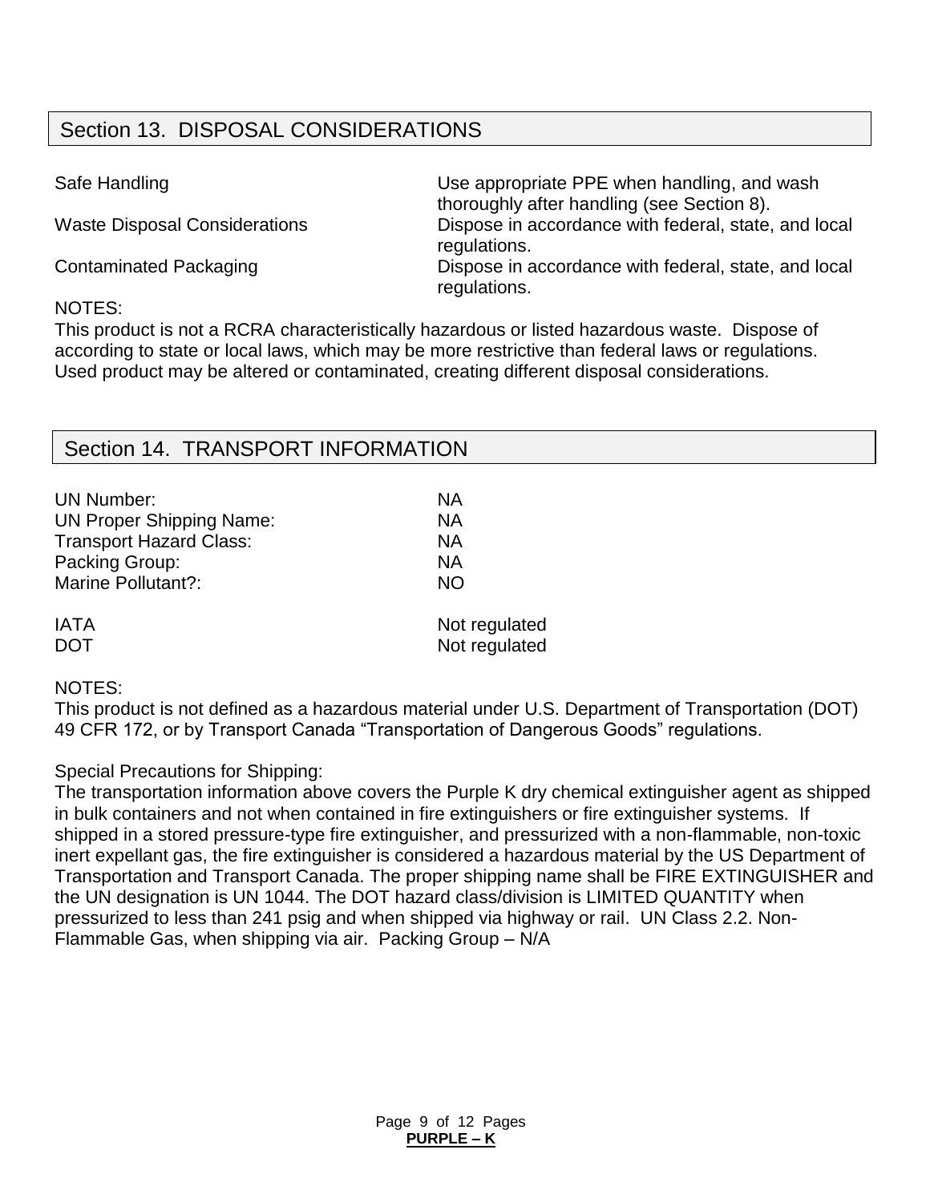## Section 13. DISPOSAL CONSIDERATIONS

| | |
|---|---|
| Safe Handling | Use appropriate PPE when handling, and wash thoroughly after handling (see Section 8). |
| Waste Disposal Considerations | Dispose in accordance with federal, state, and local regulations. |
| Contaminated Packaging | Dispose in accordance with federal, state, and local regulations. |

NOTES:

This product is not a RCRA characteristically hazardous or listed hazardous waste. Dispose of according to state or local laws, which may be more restrictive than federal laws or regulations. Used product may be altered or contaminated, creating different disposal considerations.

## Section 14. TRANSPORT INFORMATION

| | |
|---|---|
| UN Number: | NA |
| UN Proper Shipping Name: | NA |
| Transport Hazard Class: | NA |
| Packing Group: | NA |
| Marine Pollutant?: | NO |
| IATA | Not regulated |
| DOT | Not regulated |

NOTES:

This product is not defined as a hazardous material under U.S. Department of Transportation (DOT) 49 CFR 172, or by Transport Canada "Transportation of Dangerous Goods" regulations.

Special Precautions for Shipping:

The transportation information above covers the Purple K dry chemical extinguisher agent as shipped in bulk containers and not when contained in fire extinguishers or fire extinguisher systems. If shipped in a stored pressure-type fire extinguisher, and pressurized with a non-flammable, non-toxic inert expellant gas, the fire extinguisher is considered a hazardous material by the US Department of Transportation and Transport Canada. The proper shipping name shall be FIRE EXTINGUISHER and the UN designation is UN 1044. The DOT hazard class/division is LIMITED QUANTITY when pressurized to less than 241 psig and when shipped via highway or rail. UN Class 2.2. Non-Flammable Gas, when shipping via air. Packing Group – N/A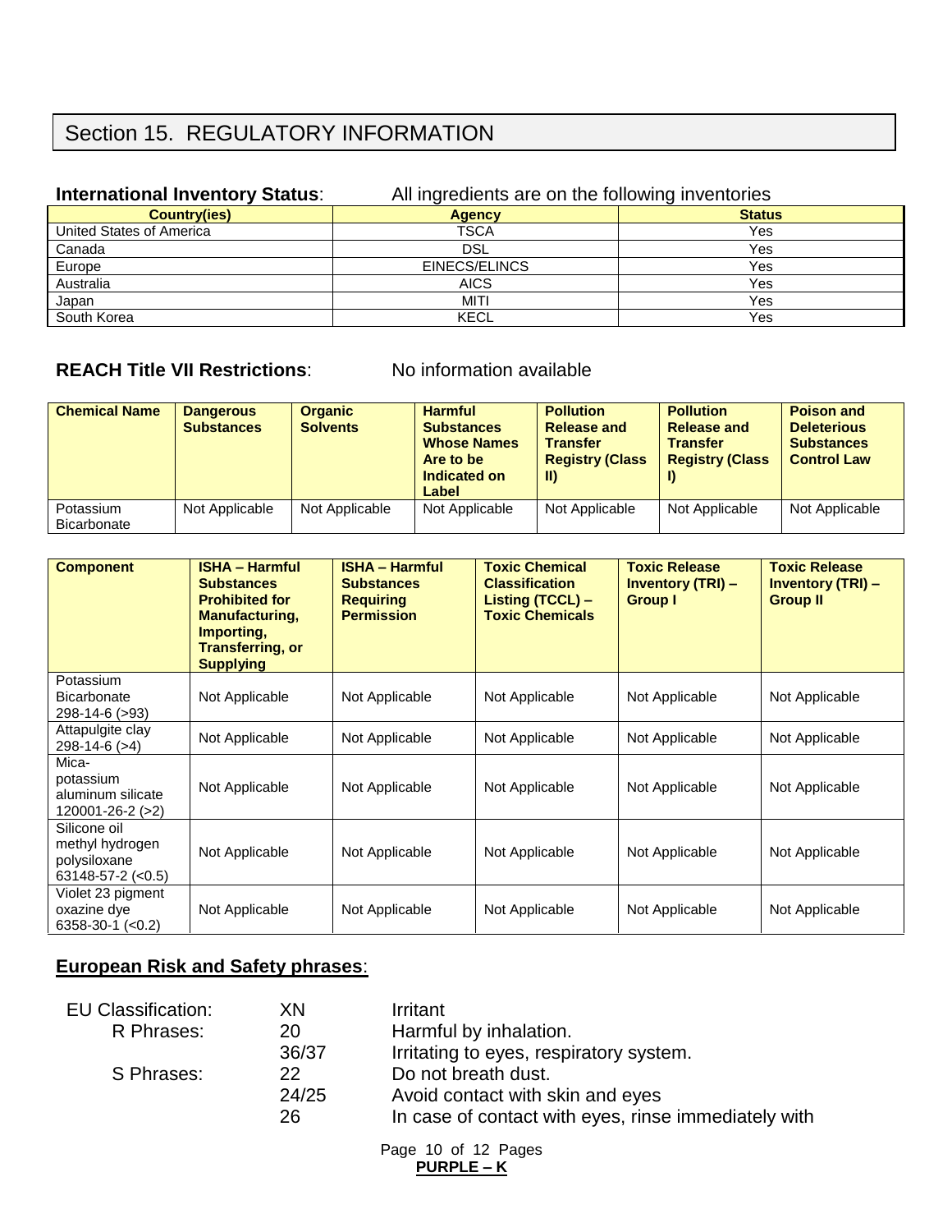## Section 15. REGULATORY INFORMATION

**International Inventory Status**: All ingredients are on the following inventories

| Country(ies) | Agency | Status |
|---|---|---|
| United States of America | TSCA | Yes |
| Canada | DSL | Yes |
| Europe | EINECS/ELINCS | Yes |
| Australia | AICS | Yes |
| Japan | MITI | Yes |
| South Korea | KECL | Yes |

**REACH Title VII Restrictions**: No information available

| Chemical Name | Dangerous Substances | Organic Solvents | Harmful Substances Whose Names Are to be Indicated on Label | Pollution Release and Transfer Registry (Class II) | Pollution Release and Transfer Registry (Class I) | Poison and Deleterious Substances Control Law |
|---|---|---|---|---|---|---|
| Potassium Bicarbonate | Not Applicable | Not Applicable | Not Applicable | Not Applicable | Not Applicable | Not Applicable |

| Component | ISHA – Harmful Substances Prohibited for Manufacturing, Importing, Transferring, or Supplying | ISHA – Harmful Substances Requiring Permission | Toxic Chemical Classification Listing (TCCL) – Toxic Chemicals | Toxic Release Inventory (TRI) – Group I | Toxic Release Inventory (TRI) – Group II |
|---|---|---|---|---|---|
| Potassium Bicarbonate 298-14-6 (>93) | Not Applicable | Not Applicable | Not Applicable | Not Applicable | Not Applicable |
| Attapulgite clay 298-14-6 (>4) | Not Applicable | Not Applicable | Not Applicable | Not Applicable | Not Applicable |
| Mica-potassium aluminum silicate 120001-26-2 (>2) | Not Applicable | Not Applicable | Not Applicable | Not Applicable | Not Applicable |
| Silicone oil methyl hydrogen polysiloxane 63148-57-2 (<0.5) | Not Applicable | Not Applicable | Not Applicable | Not Applicable | Not Applicable |
| Violet 23 pigment oxazine dye 6358-30-1 (<0.2) | Not Applicable | Not Applicable | Not Applicable | Not Applicable | Not Applicable |

**European Risk and Safety phrases**:

| | | |
|---|---|---|
| EU Classification: | XN | Irritant |
| R Phrases: | 20 | Harmful by inhalation. |
| | 36/37 | Irritating to eyes, respiratory system. |
| S Phrases: | 22 | Do not breath dust. |
| | 24/25 | Avoid contact with skin and eyes |
| | 26 | In case of contact with eyes, rinse immediately with |

**PURPLE – K**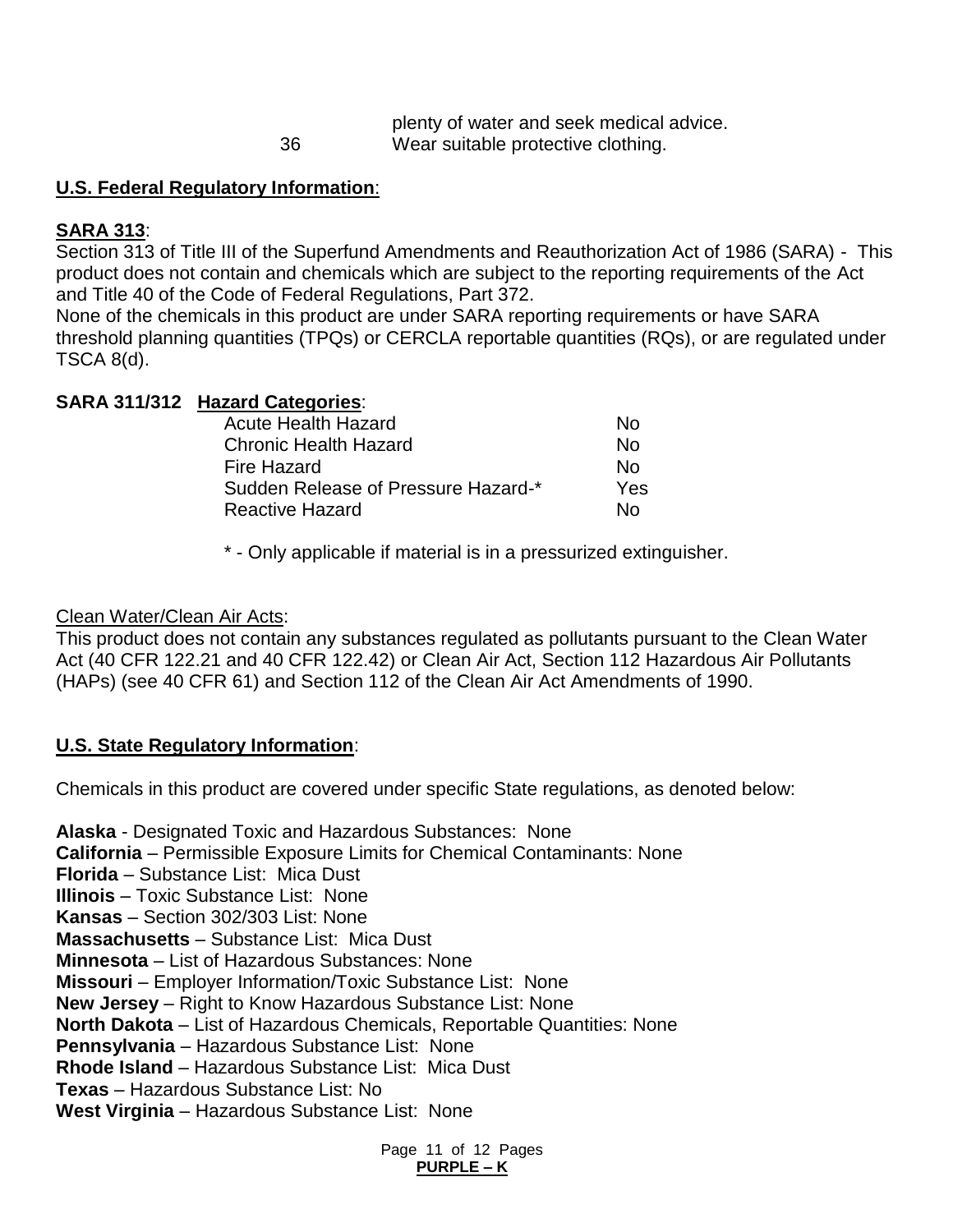| | |
|---|---|
| | plenty of water and seek medical advice. |
| 36 | Wear suitable protective clothing. |

**U.S. Federal Regulatory Information**:

**SARA 313**:

Section 313 of Title III of the Superfund Amendments and Reauthorization Act of 1986 (SARA) - This product does not contain and chemicals which are subject to the reporting requirements of the Act and Title 40 of the Code of Federal Regulations, Part 372.

None of the chemicals in this product are under SARA reporting requirements or have SARA threshold planning quantities (TPQs) or CERCLA reportable quantities (RQs), or are regulated under TSCA 8(d).

**SARA 311/312 Hazard Categories**:

| Hazard | |
|---|---|
| Acute Health Hazard | No |
| Chronic Health Hazard | No |
| Fire Hazard | No |
| Sudden Release of Pressure Hazard-* | Yes |
| Reactive Hazard | No |

* - Only applicable if material is in a pressurized extinguisher.

Clean Water/Clean Air Acts:

This product does not contain any substances regulated as pollutants pursuant to the Clean Water Act (40 CFR 122.21 and 40 CFR 122.42) or Clean Air Act, Section 112 Hazardous Air Pollutants (HAPs) (see 40 CFR 61) and Section 112 of the Clean Air Act Amendments of 1990.

**U.S. State Regulatory Information**:

Chemicals in this product are covered under specific State regulations, as denoted below:

**Alaska** - Designated Toxic and Hazardous Substances: None
**California** – Permissible Exposure Limits for Chemical Contaminants: None
**Florida** – Substance List: Mica Dust
**Illinois** – Toxic Substance List: None
**Kansas** – Section 302/303 List: None
**Massachusetts** – Substance List: Mica Dust
**Minnesota** – List of Hazardous Substances: None
**Missouri** – Employer Information/Toxic Substance List: None
**New Jersey** – Right to Know Hazardous Substance List: None
**North Dakota** – List of Hazardous Chemicals, Reportable Quantities: None
**Pennsylvania** – Hazardous Substance List: None
**Rhode Island** – Hazardous Substance List: Mica Dust
**Texas** – Hazardous Substance List: No
**West Virginia** – Hazardous Substance List: None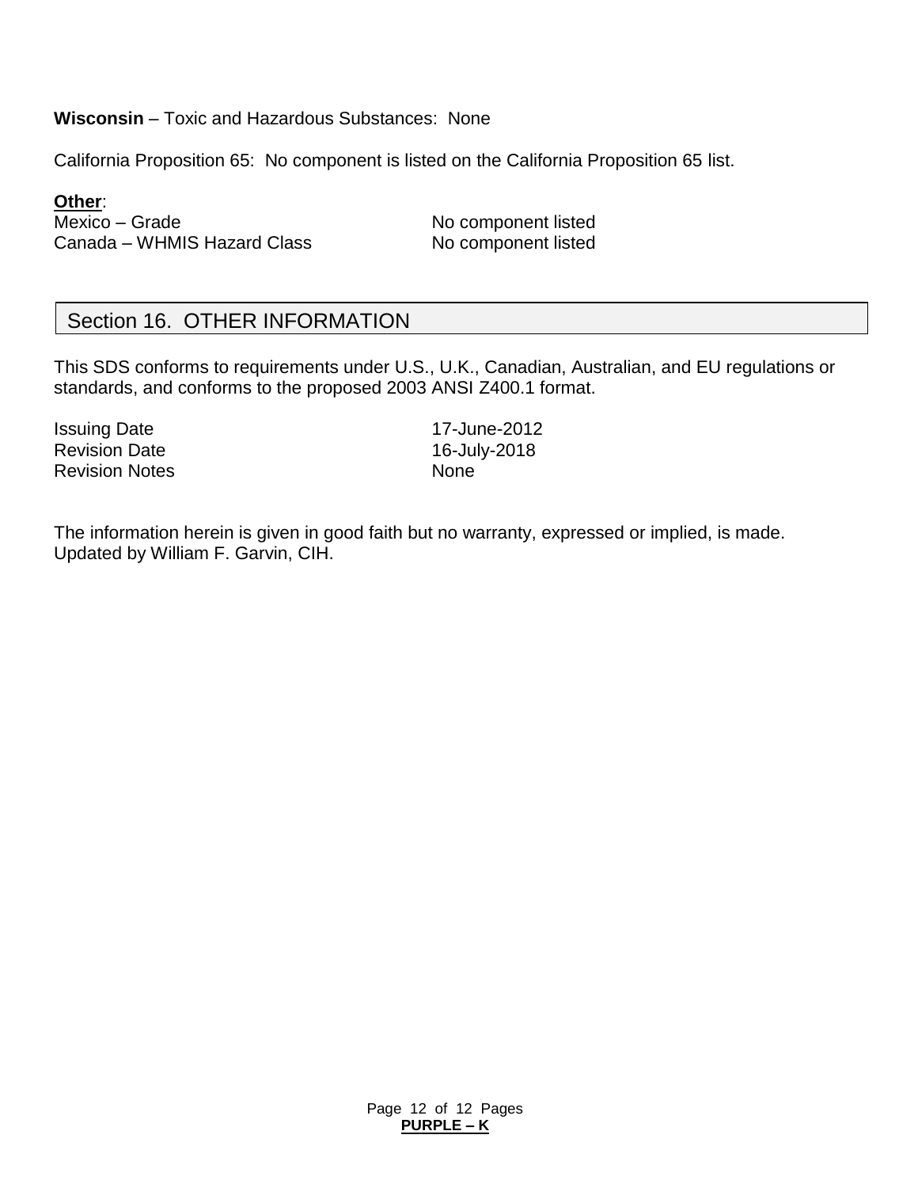**Wisconsin** – Toxic and Hazardous Substances: None

California Proposition 65: No component is listed on the California Proposition 65 list.

**Other**:

| | |
|---|---|
| Mexico – Grade | No component listed |
| Canada – WHMIS Hazard Class | No component listed |

## Section 16. OTHER INFORMATION

This SDS conforms to requirements under U.S., U.K., Canadian, Australian, and EU regulations or standards, and conforms to the proposed 2003 ANSI Z400.1 format.

| | |
|---|---|
| Issuing Date | 17-June-2012 |
| Revision Date | 16-July-2018 |
| Revision Notes | None |

The information herein is given in good faith but no warranty, expressed or implied, is made.
Updated by William F. Garvin, CIH.